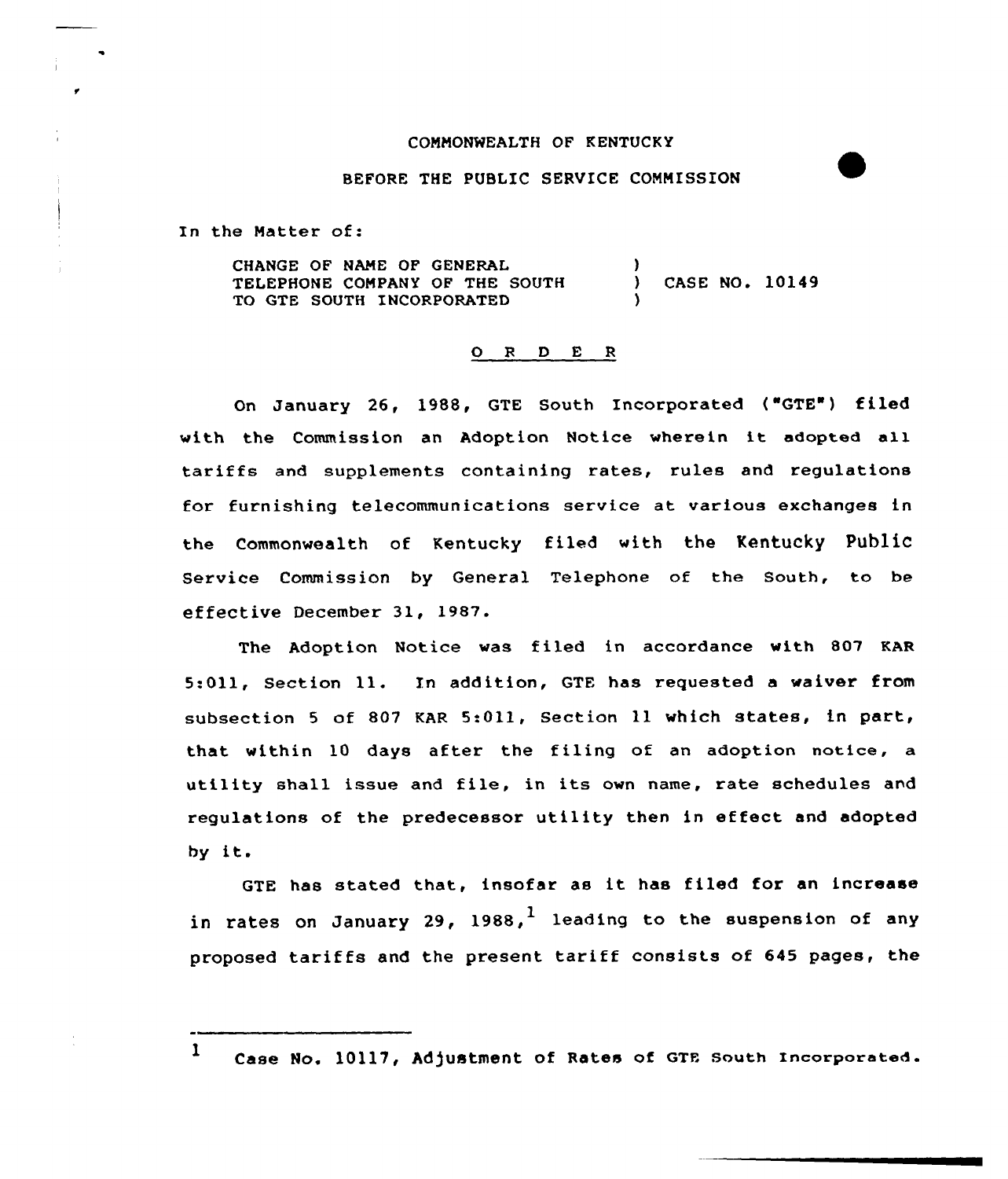COMMONWEALTH OF KENTUCKY

BEFORE THE PUBLIC SERVICE COMMISSION

In the Matter of:

CHANGE OF NAME OF GENERAL TELEPHONE COMPANY OF THE SOUTH TO GTE SOUTH INCORPORATED ) CASE NO. 10149

O R D E R

On January 26, 1988, GTE South Incorporated ("GTE") filed with the Commission an Adoption Notice wherein it adopted all tariffs and supplements containing rates, rules and regulations for furnishing telecommunications service at various exchanges in the Commonwealth of Kentucky filed with the Kentucky Public Service Commission by General Telephone of the South, to be effective December 31, 1987.

The Adoption Notice was filed in accordance with 807 KAR 5:011, Section 11. In addition, GTE has requested a waiver from subsection 5 of 807 KAR 5:011, Section 11 which states, in part, that within 10 days after the filing of an adoption notice, a utility shall issue and file, in its own name, rate schedules and regulations of the predecessor utility then in effect and adopted by it.

GTE has stated that, insofar as it has filed for an increase in rates on January 29, 1988,[1] leading to the suspension of any proposed tariffs and the present tariff consists of 645 pages, the

---

[1] Case No. 10117, Adjustment of Rates of GTE South Incorporated.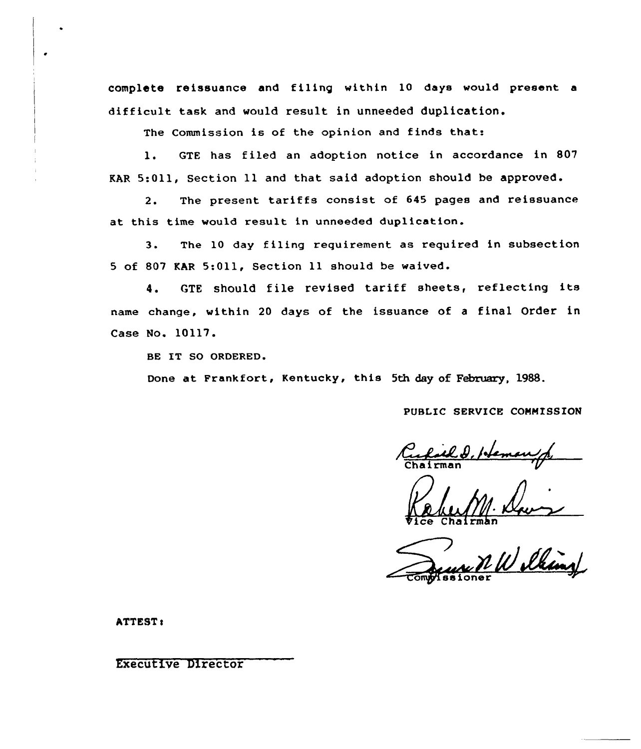complete reissuance and filing within 10 days would present a difficult task and would result in unneeded duplication.

The Commission is of the opinion and finds that:

1. GTE has filed an adoption notice in accordance in 807 KAR 5:011, Section 11 and that said adoption should be approved.

2. The present tariffs consist of 645 pages and reissuance at this time would result in unneeded duplication.

3. The 10 day filing requirement as required in subsection 5 of 807 KAR 5:011, Section 11 should be waived.

4. GTE should file revised tariff sheets, reflecting its name change, within 20 days of the issuance of a final Order in Case No. 10117.

BE IT SO ORDERED.

Done at Frankfort, Kentucky, this 5th day of February, 1988.

PUBLIC SERVICE COMMISSION

Chairman

Vice Chairman

Commissioner

ATTEST:

Executive Director